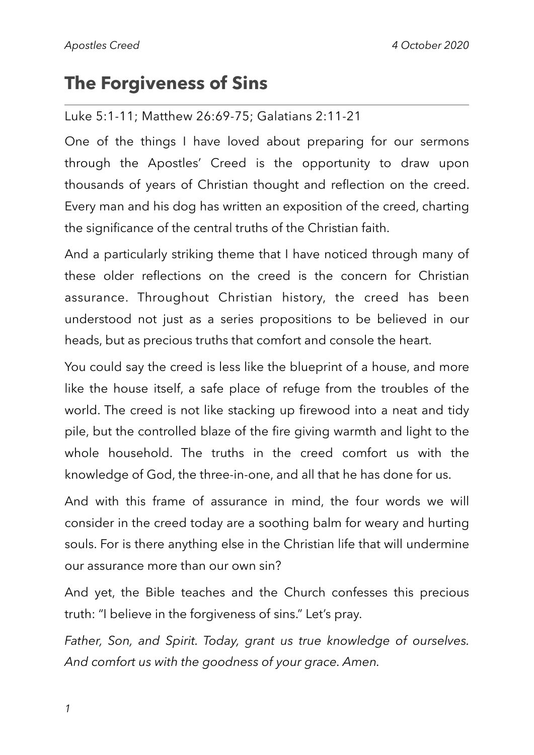# The Forgiveness of Sins

---

Luke 5:1-11; Matthew 26:69-75; Galatians 2:11-21

One of the things I have loved about preparing for our sermons through the Apostles' Creed is the opportunity to draw upon thousands of years of Christian thought and reflection on the creed. Every man and his dog has written an exposition of the creed, charting the significance of the central truths of the Christian faith.

And a particularly striking theme that I have noticed through many of these older reflections on the creed is the concern for Christian assurance. Throughout Christian history, the creed has been understood not just as a series propositions to be believed in our heads, but as precious truths that comfort and console the heart.

You could say the creed is less like the blueprint of a house, and more like the house itself, a safe place of refuge from the troubles of the world. The creed is not like stacking up firewood into a neat and tidy pile, but the controlled blaze of the fire giving warmth and light to the whole household. The truths in the creed comfort us with the knowledge of God, the three-in-one, and all that he has done for us.

And with this frame of assurance in mind, the four words we will consider in the creed today are a soothing balm for weary and hurting souls. For is there anything else in the Christian life that will undermine our assurance more than our own sin?

And yet, the Bible teaches and the Church confesses this precious truth: "I believe in the forgiveness of sins." Let's pray.

*Father, Son, and Spirit. Today, grant us true knowledge of ourselves. And comfort us with the goodness of your grace. Amen.*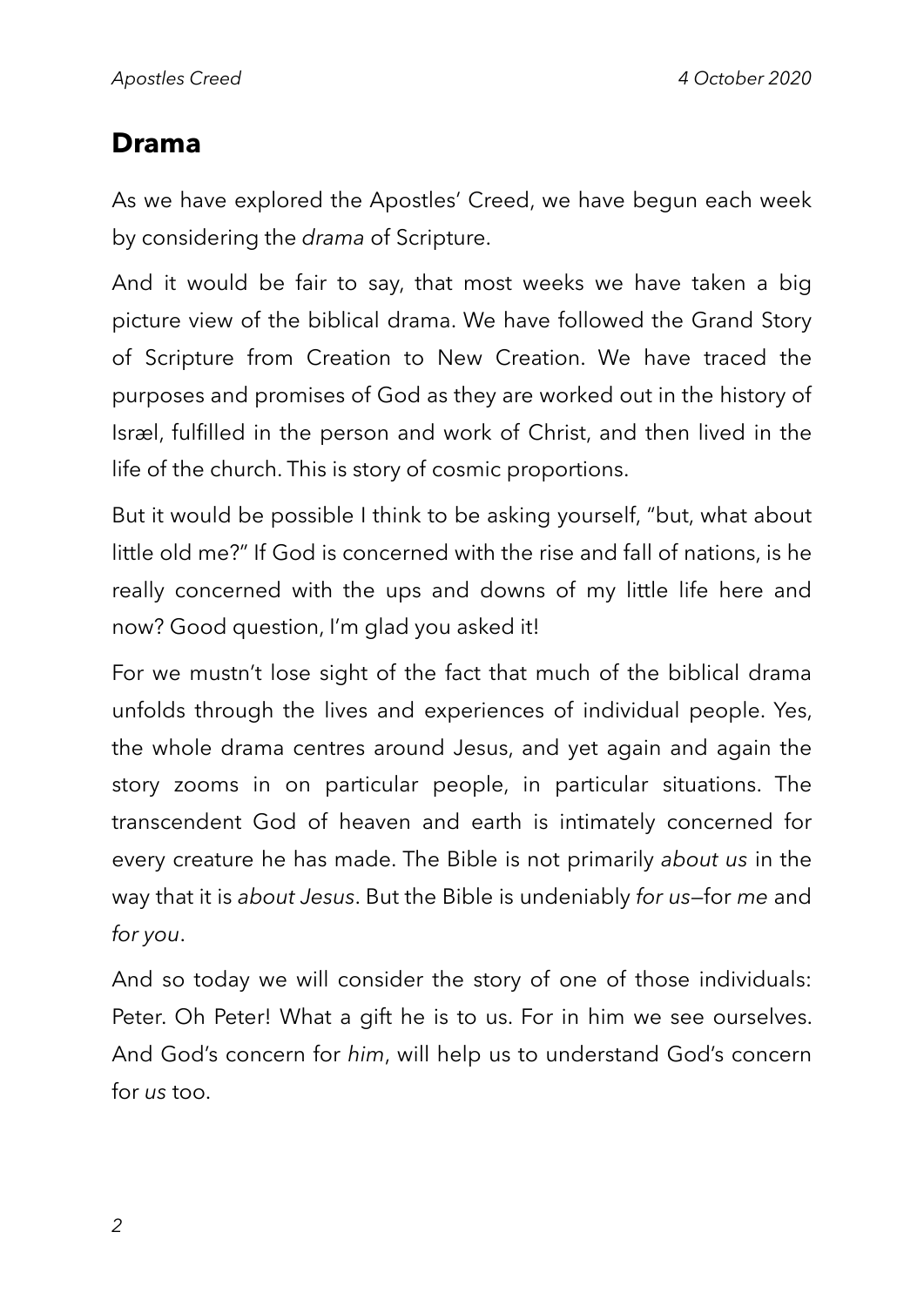## Drama

As we have explored the Apostles' Creed, we have begun each week by considering the *drama* of Scripture.

And it would be fair to say, that most weeks we have taken a big picture view of the biblical drama. We have followed the Grand Story of Scripture from Creation to New Creation. We have traced the purposes and promises of God as they are worked out in the history of Isræl, fulfilled in the person and work of Christ, and then lived in the life of the church. This is story of cosmic proportions.

But it would be possible I think to be asking yourself, "but, what about little old me?" If God is concerned with the rise and fall of nations, is he really concerned with the ups and downs of my little life here and now? Good question, I'm glad you asked it!

For we mustn't lose sight of the fact that much of the biblical drama unfolds through the lives and experiences of individual people. Yes, the whole drama centres around Jesus, and yet again and again the story zooms in on particular people, in particular situations. The transcendent God of heaven and earth is intimately concerned for every creature he has made. The Bible is not primarily *about us* in the way that it is *about Jesus*. But the Bible is undeniably *for us*—for *me* and *for you*.

And so today we will consider the story of one of those individuals: Peter. Oh Peter! What a gift he is to us. For in him we see ourselves. And God's concern for *him*, will help us to understand God's concern for *us* too.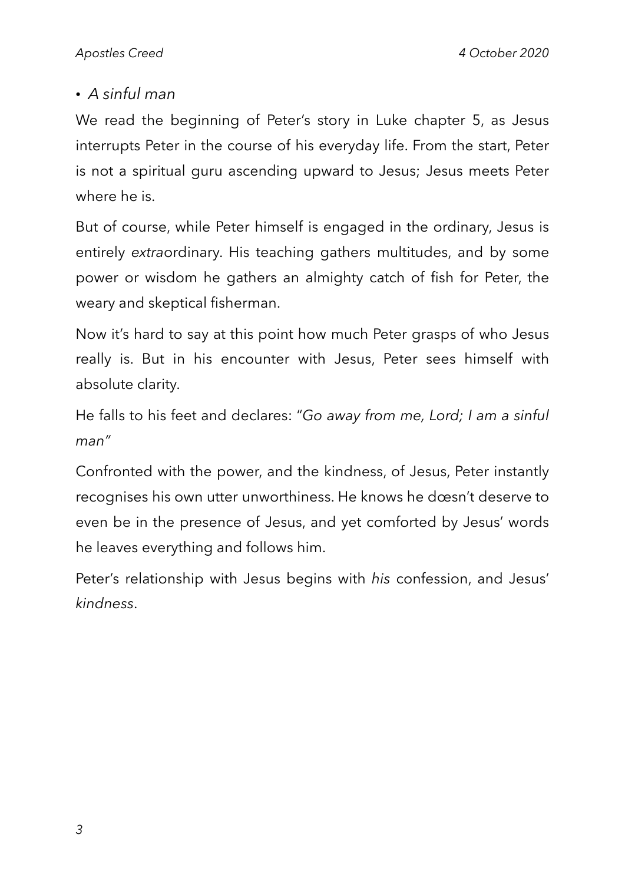- *A sinful man*

We read the beginning of Peter's story in Luke chapter 5, as Jesus interrupts Peter in the course of his everyday life. From the start, Peter is not a spiritual guru ascending upward to Jesus; Jesus meets Peter where he is.

But of course, while Peter himself is engaged in the ordinary, Jesus is entirely *extra*ordinary. His teaching gathers multitudes, and by some power or wisdom he gathers an almighty catch of fish for Peter, the weary and skeptical fisherman.

Now it's hard to say at this point how much Peter grasps of who Jesus really is. But in his encounter with Jesus, Peter sees himself with absolute clarity.

He falls to his feet and declares: "*Go away from me, Lord; I am a sinful man"*

Confronted with the power, and the kindness, of Jesus, Peter instantly recognises his own utter unworthiness. He knows he dœsn't deserve to even be in the presence of Jesus, and yet comforted by Jesus' words he leaves everything and follows him.

Peter's relationship with Jesus begins with *his* confession, and Jesus' *kindness*.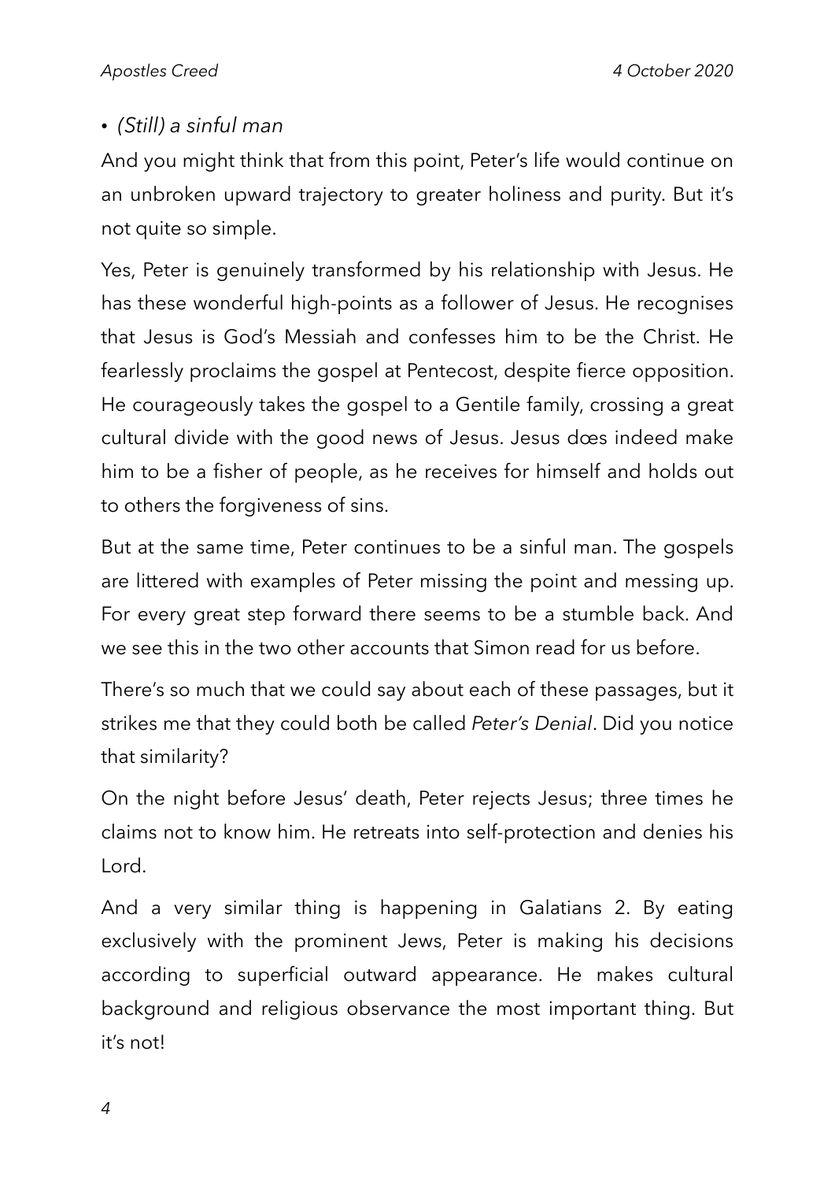- *(Still) a sinful man*

And you might think that from this point, Peter's life would continue on an unbroken upward trajectory to greater holiness and purity. But it's not quite so simple.

Yes, Peter is genuinely transformed by his relationship with Jesus. He has these wonderful high-points as a follower of Jesus. He recognises that Jesus is God's Messiah and confesses him to be the Christ. He fearlessly proclaims the gospel at Pentecost, despite fierce opposition. He courageously takes the gospel to a Gentile family, crossing a great cultural divide with the good news of Jesus. Jesus dœs indeed make him to be a fisher of people, as he receives for himself and holds out to others the forgiveness of sins.

But at the same time, Peter continues to be a sinful man. The gospels are littered with examples of Peter missing the point and messing up. For every great step forward there seems to be a stumble back. And we see this in the two other accounts that Simon read for us before.

There's so much that we could say about each of these passages, but it strikes me that they could both be called *Peter's Denial*. Did you notice that similarity?

On the night before Jesus' death, Peter rejects Jesus; three times he claims not to know him. He retreats into self-protection and denies his Lord.

And a very similar thing is happening in Galatians 2. By eating exclusively with the prominent Jews, Peter is making his decisions according to superficial outward appearance. He makes cultural background and religious observance the most important thing. But it's not!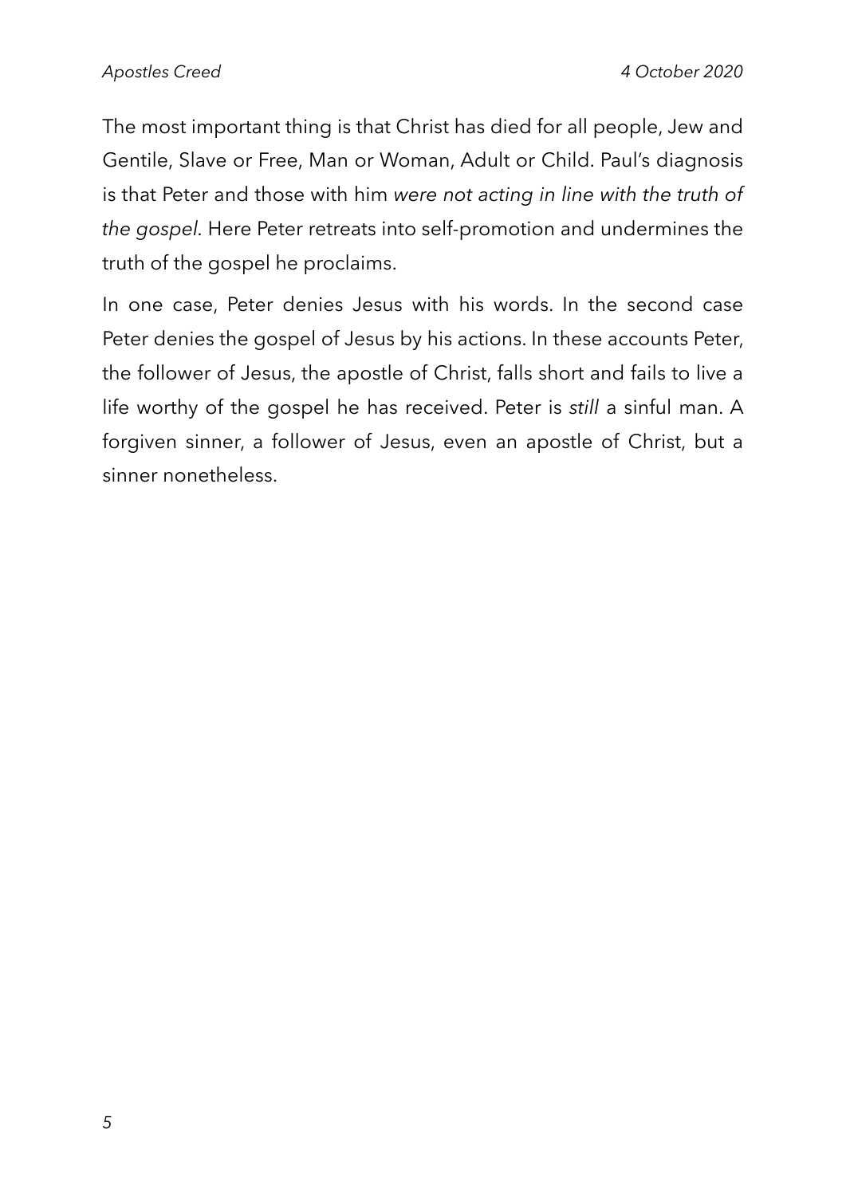The most important thing is that Christ has died for all people, Jew and Gentile, Slave or Free, Man or Woman, Adult or Child. Paul's diagnosis is that Peter and those with him *were not acting in line with the truth of the gospel*. Here Peter retreats into self-promotion and undermines the truth of the gospel he proclaims.

In one case, Peter denies Jesus with his words. In the second case Peter denies the gospel of Jesus by his actions. In these accounts Peter, the follower of Jesus, the apostle of Christ, falls short and fails to live a life worthy of the gospel he has received. Peter is *still* a sinful man. A forgiven sinner, a follower of Jesus, even an apostle of Christ, but a sinner nonetheless.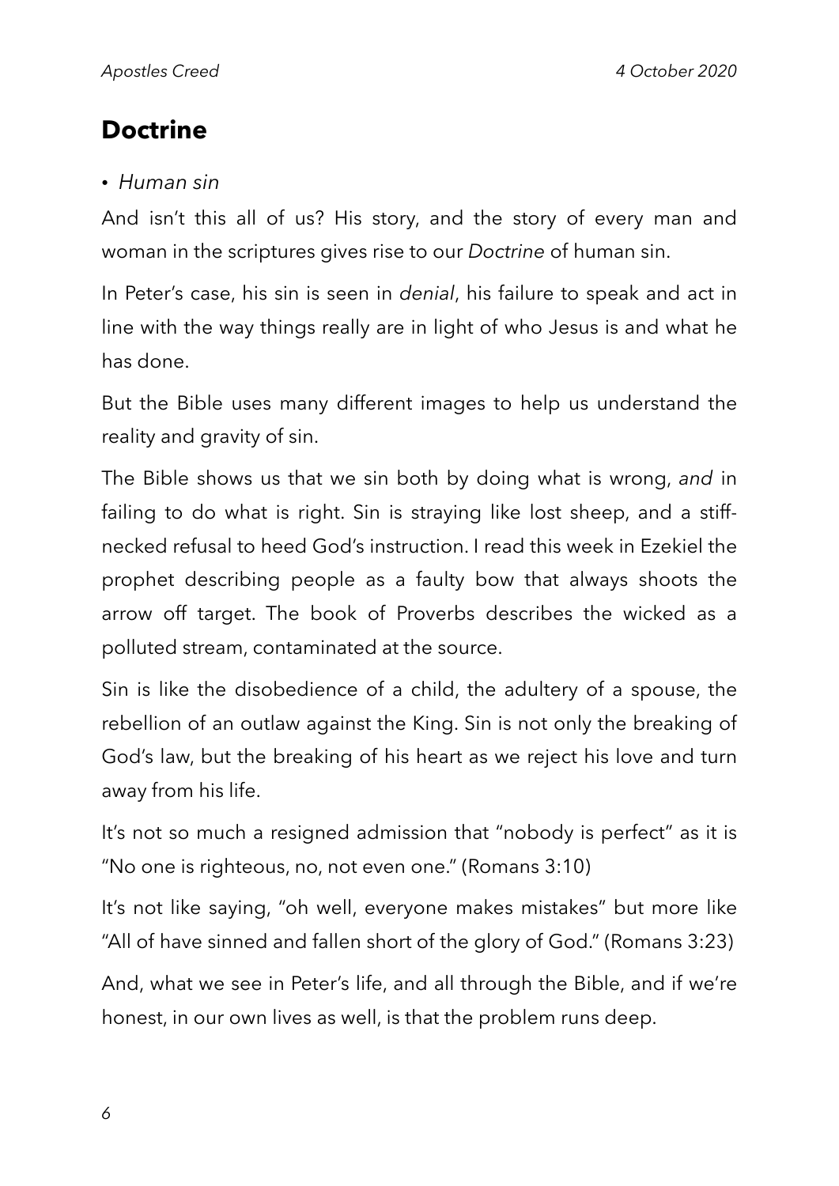## Doctrine

- *Human sin*

And isn't this all of us? His story, and the story of every man and woman in the scriptures gives rise to our *Doctrine* of human sin.

In Peter's case, his sin is seen in *denial*, his failure to speak and act in line with the way things really are in light of who Jesus is and what he has done.

But the Bible uses many different images to help us understand the reality and gravity of sin.

The Bible shows us that we sin both by doing what is wrong, *and* in failing to do what is right. Sin is straying like lost sheep, and a stiff-necked refusal to heed God's instruction. I read this week in Ezekiel the prophet describing people as a faulty bow that always shoots the arrow off target. The book of Proverbs describes the wicked as a polluted stream, contaminated at the source.

Sin is like the disobedience of a child, the adultery of a spouse, the rebellion of an outlaw against the King. Sin is not only the breaking of God's law, but the breaking of his heart as we reject his love and turn away from his life.

It's not so much a resigned admission that "nobody is perfect" as it is "No one is righteous, no, not even one." (Romans 3:10)

It's not like saying, "oh well, everyone makes mistakes" but more like "All of have sinned and fallen short of the glory of God." (Romans 3:23)

And, what we see in Peter's life, and all through the Bible, and if we're honest, in our own lives as well, is that the problem runs deep.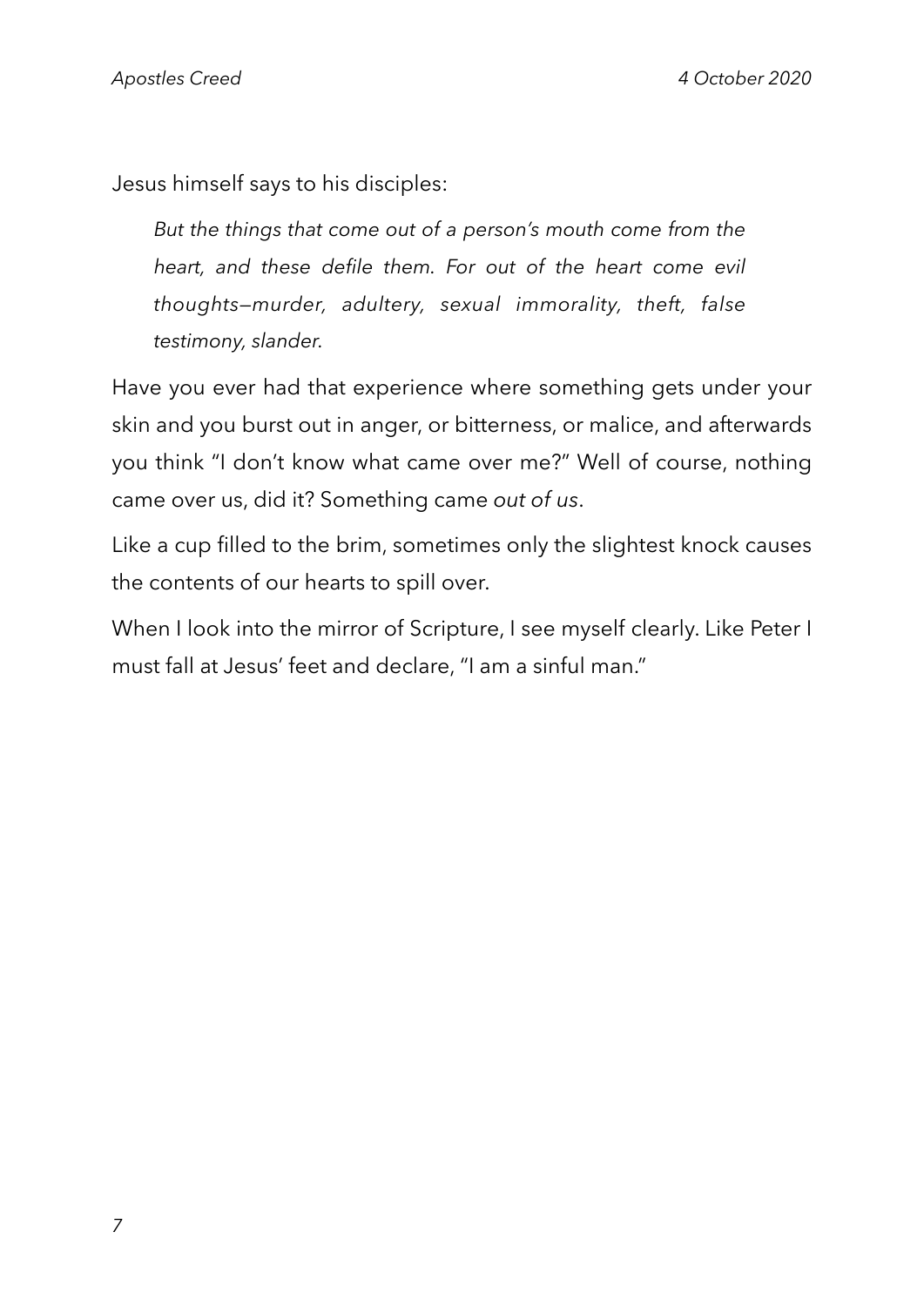Jesus himself says to his disciples:

> *But the things that come out of a person's mouth come from the heart, and these defile them. For out of the heart come evil thoughts—murder, adultery, sexual immorality, theft, false testimony, slander.*

Have you ever had that experience where something gets under your skin and you burst out in anger, or bitterness, or malice, and afterwards you think "I don't know what came over me?" Well of course, nothing came over us, did it? Something came *out of us*.

Like a cup filled to the brim, sometimes only the slightest knock causes the contents of our hearts to spill over.

When I look into the mirror of Scripture, I see myself clearly. Like Peter I must fall at Jesus' feet and declare, "I am a sinful man."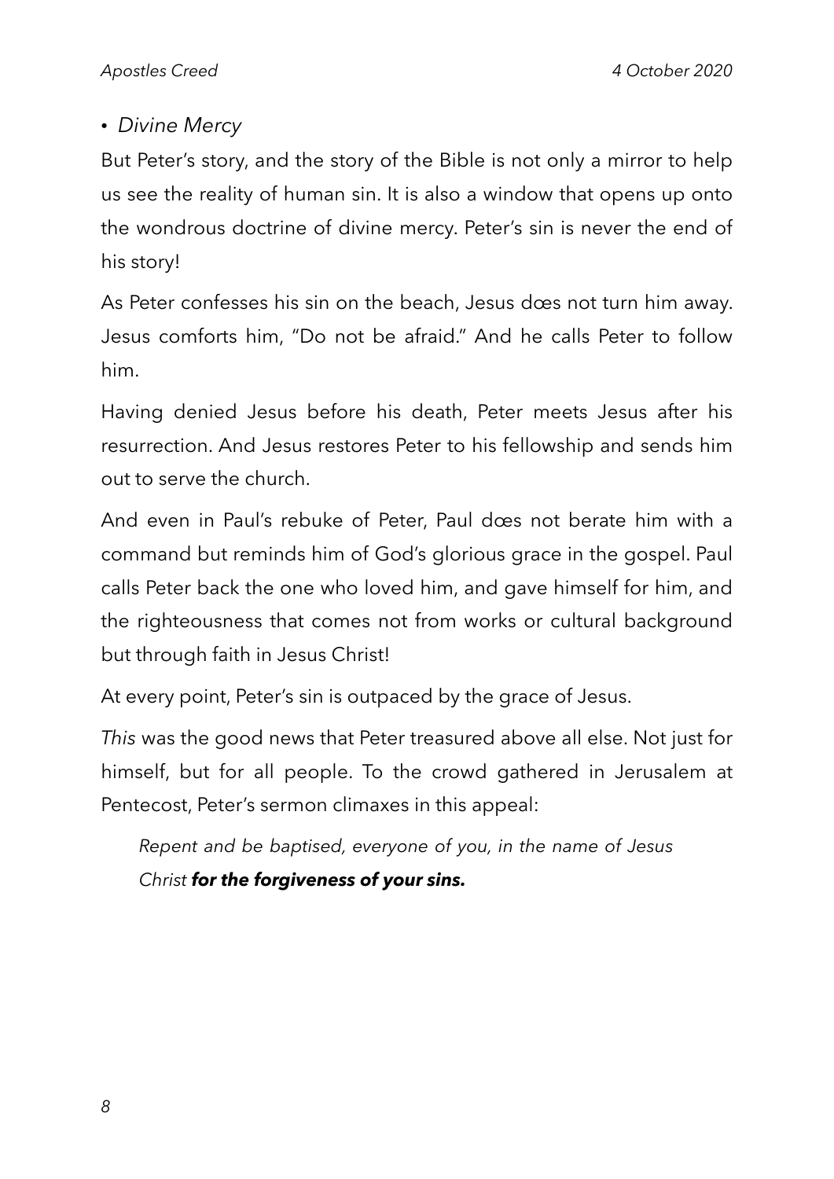- *Divine Mercy*

But Peter's story, and the story of the Bible is not only a mirror to help us see the reality of human sin. It is also a window that opens up onto the wondrous doctrine of divine mercy. Peter's sin is never the end of his story!

As Peter confesses his sin on the beach, Jesus dœs not turn him away. Jesus comforts him, "Do not be afraid." And he calls Peter to follow him.

Having denied Jesus before his death, Peter meets Jesus after his resurrection. And Jesus restores Peter to his fellowship and sends him out to serve the church.

And even in Paul's rebuke of Peter, Paul dœs not berate him with a command but reminds him of God's glorious grace in the gospel. Paul calls Peter back the one who loved him, and gave himself for him, and the righteousness that comes not from works or cultural background but through faith in Jesus Christ!

At every point, Peter's sin is outpaced by the grace of Jesus.

*This* was the good news that Peter treasured above all else. Not just for himself, but for all people. To the crowd gathered in Jerusalem at Pentecost, Peter's sermon climaxes in this appeal:

> *Repent and be baptised, everyone of you, in the name of Jesus Christ* ***for the forgiveness of your sins.***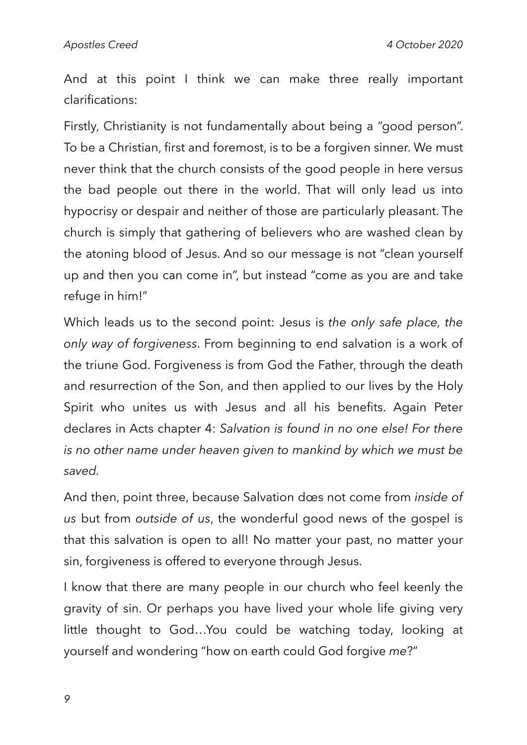And at this point I think we can make three really important clarifications:

Firstly, Christianity is not fundamentally about being a "good person". To be a Christian, first and foremost, is to be a forgiven sinner. We must never think that the church consists of the good people in here versus the bad people out there in the world. That will only lead us into hypocrisy or despair and neither of those are particularly pleasant. The church is simply that gathering of believers who are washed clean by the atoning blood of Jesus. And so our message is not "clean yourself up and then you can come in", but instead "come as you are and take refuge in him!"

Which leads us to the second point: Jesus is *the only safe place, the only way of forgiveness*. From beginning to end salvation is a work of the triune God. Forgiveness is from God the Father, through the death and resurrection of the Son, and then applied to our lives by the Holy Spirit who unites us with Jesus and all his benefits. Again Peter declares in Acts chapter 4: *Salvation is found in no one else! For there is no other name under heaven given to mankind by which we must be saved.*

And then, point three, because Salvation dœs not come from *inside of us* but from *outside of us*, the wonderful good news of the gospel is that this salvation is open to all! No matter your past, no matter your sin, forgiveness is offered to everyone through Jesus.

I know that there are many people in our church who feel keenly the gravity of sin. Or perhaps you have lived your whole life giving very little thought to God…You could be watching today, looking at yourself and wondering "how on earth could God forgive *me*?"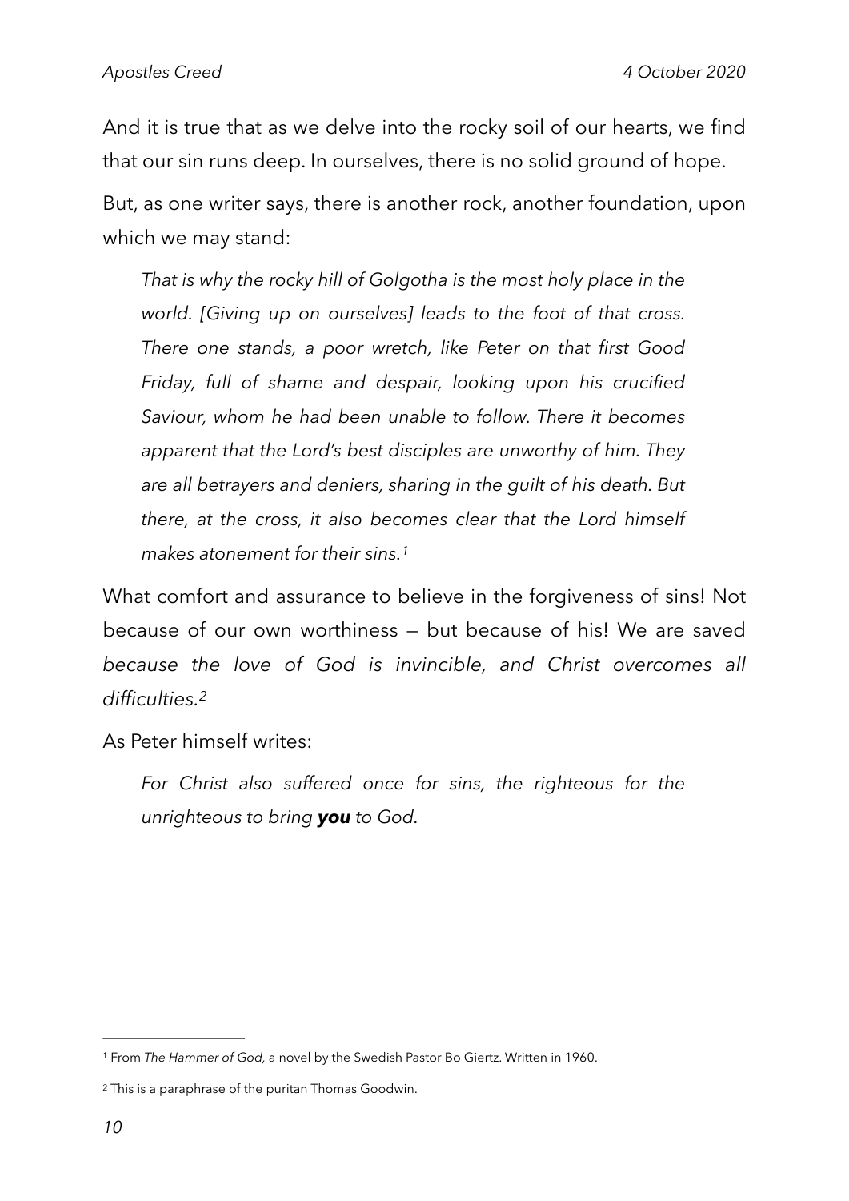And it is true that as we delve into the rocky soil of our hearts, we find that our sin runs deep. In ourselves, there is no solid ground of hope.

But, as one writer says, there is another rock, another foundation, upon which we may stand:

> *That is why the rocky hill of Golgotha is the most holy place in the world. [Giving up on ourselves] leads to the foot of that cross. There one stands, a poor wretch, like Peter on that first Good Friday, full of shame and despair, looking upon his crucified Saviour, whom he had been unable to follow. There it becomes apparent that the Lord's best disciples are unworthy of him. They are all betrayers and deniers, sharing in the guilt of his death. But there, at the cross, it also becomes clear that the Lord himself makes atonement for their sins.*[1]

What comfort and assurance to believe in the forgiveness of sins! Not because of our own worthiness — but because of his! We are saved *because the love of God is invincible, and Christ overcomes all difficulties.*[2]

As Peter himself writes:

> *For Christ also suffered once for sins, the righteous for the unrighteous to bring* ***you*** *to God.*

---

[1] From *The Hammer of God,* a novel by the Swedish Pastor Bo Giertz. Written in 1960.

[2] This is a paraphrase of the puritan Thomas Goodwin.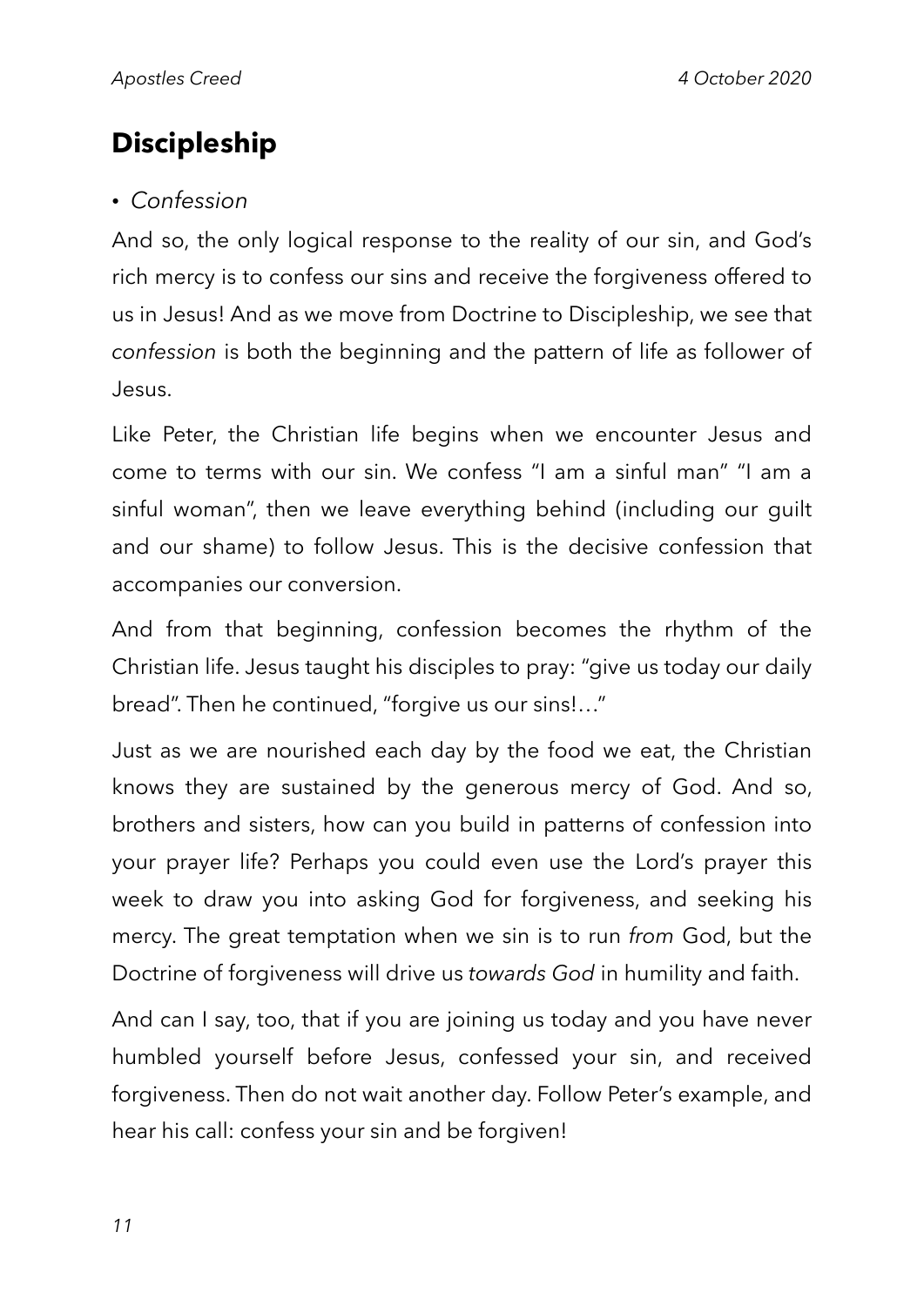## Discipleship

- *Confession*

And so, the only logical response to the reality of our sin, and God's rich mercy is to confess our sins and receive the forgiveness offered to us in Jesus! And as we move from Doctrine to Discipleship, we see that *confession* is both the beginning and the pattern of life as follower of Jesus.

Like Peter, the Christian life begins when we encounter Jesus and come to terms with our sin. We confess "I am a sinful man" "I am a sinful woman", then we leave everything behind (including our guilt and our shame) to follow Jesus. This is the decisive confession that accompanies our conversion.

And from that beginning, confession becomes the rhythm of the Christian life. Jesus taught his disciples to pray: "give us today our daily bread". Then he continued, "forgive us our sins!…"

Just as we are nourished each day by the food we eat, the Christian knows they are sustained by the generous mercy of God. And so, brothers and sisters, how can you build in patterns of confession into your prayer life? Perhaps you could even use the Lord's prayer this week to draw you into asking God for forgiveness, and seeking his mercy. The great temptation when we sin is to run *from* God, but the Doctrine of forgiveness will drive us *towards God* in humility and faith.

And can I say, too, that if you are joining us today and you have never humbled yourself before Jesus, confessed your sin, and received forgiveness. Then do not wait another day. Follow Peter's example, and hear his call: confess your sin and be forgiven!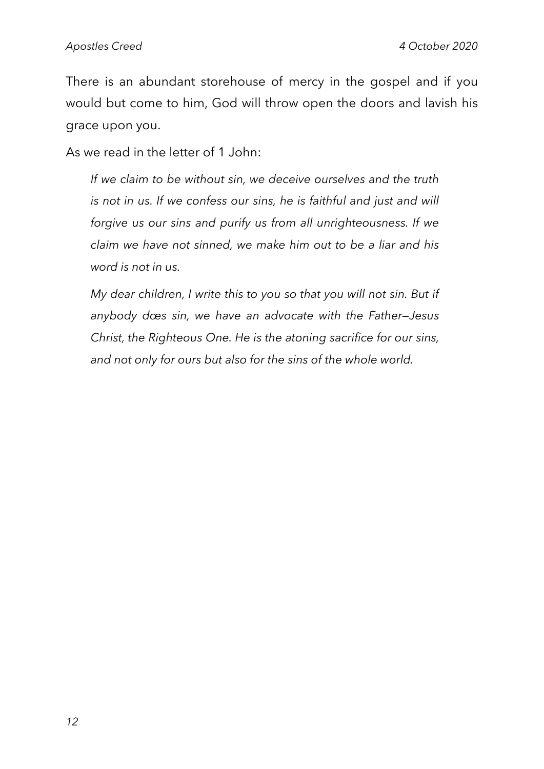There is an abundant storehouse of mercy in the gospel and if you would but come to him, God will throw open the doors and lavish his grace upon you.

As we read in the letter of 1 John:

> *If we claim to be without sin, we deceive ourselves and the truth is not in us. If we confess our sins, he is faithful and just and will forgive us our sins and purify us from all unrighteousness. If we claim we have not sinned, we make him out to be a liar and his word is not in us.*
>
> *My dear children, I write this to you so that you will not sin. But if anybody dœs sin, we have an advocate with the Father—Jesus Christ, the Righteous One. He is the atoning sacrifice for our sins, and not only for ours but also for the sins of the whole world.*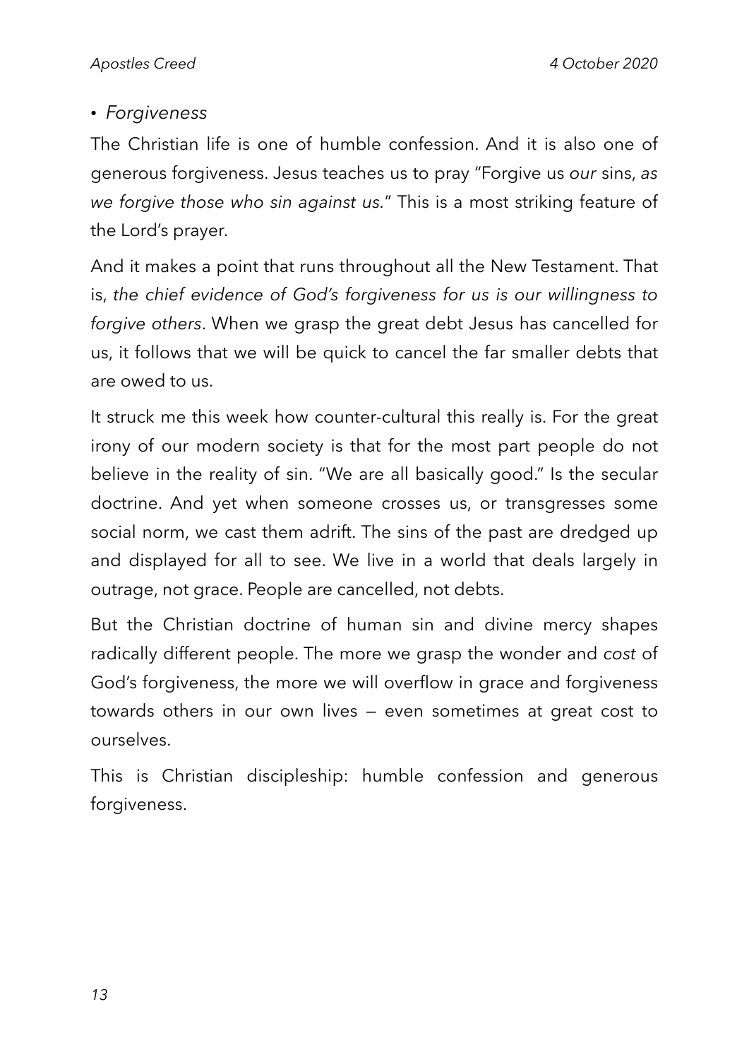- *Forgiveness*

The Christian life is one of humble confession. And it is also one of generous forgiveness. Jesus teaches us to pray "Forgive us *our* sins, *as we forgive those who sin against us.*" This is a most striking feature of the Lord's prayer.

And it makes a point that runs throughout all the New Testament. That is, *the chief evidence of God's forgiveness for us is our willingness to forgive others*. When we grasp the great debt Jesus has cancelled for us, it follows that we will be quick to cancel the far smaller debts that are owed to us.

It struck me this week how counter-cultural this really is. For the great irony of our modern society is that for the most part people do not believe in the reality of sin. "We are all basically good." Is the secular doctrine. And yet when someone crosses us, or transgresses some social norm, we cast them adrift. The sins of the past are dredged up and displayed for all to see. We live in a world that deals largely in outrage, not grace. People are cancelled, not debts.

But the Christian doctrine of human sin and divine mercy shapes radically different people. The more we grasp the wonder and *cost* of God's forgiveness, the more we will overflow in grace and forgiveness towards others in our own lives — even sometimes at great cost to ourselves.

This is Christian discipleship: humble confession and generous forgiveness.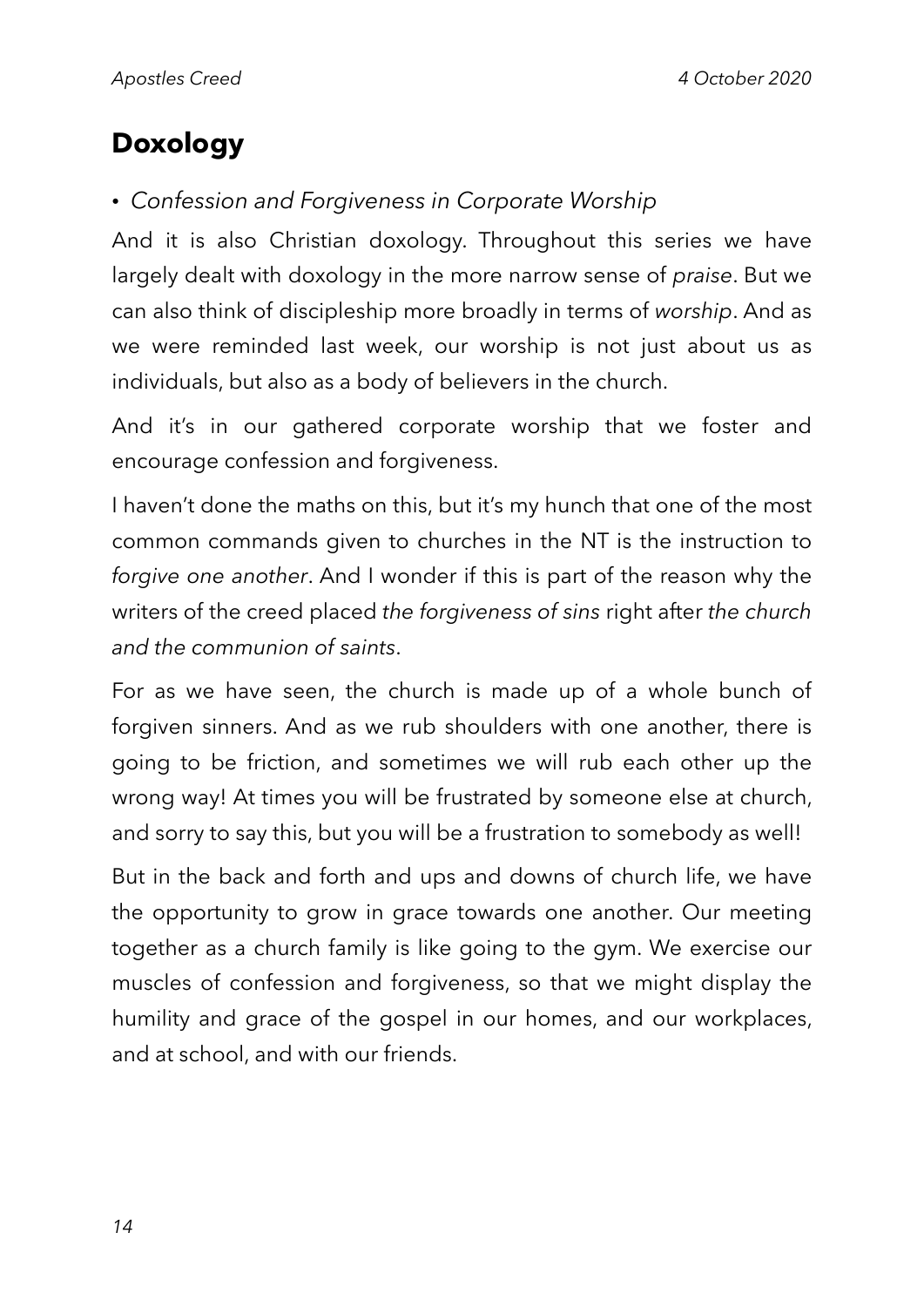## Doxology

- *Confession and Forgiveness in Corporate Worship*

And it is also Christian doxology. Throughout this series we have largely dealt with doxology in the more narrow sense of *praise*. But we can also think of discipleship more broadly in terms of *worship*. And as we were reminded last week, our worship is not just about us as individuals, but also as a body of believers in the church.

And it's in our gathered corporate worship that we foster and encourage confession and forgiveness.

I haven't done the maths on this, but it's my hunch that one of the most common commands given to churches in the NT is the instruction to *forgive one another*. And I wonder if this is part of the reason why the writers of the creed placed *the forgiveness of sins* right after *the church and the communion of saints*.

For as we have seen, the church is made up of a whole bunch of forgiven sinners. And as we rub shoulders with one another, there is going to be friction, and sometimes we will rub each other up the wrong way! At times you will be frustrated by someone else at church, and sorry to say this, but you will be a frustration to somebody as well!

But in the back and forth and ups and downs of church life, we have the opportunity to grow in grace towards one another. Our meeting together as a church family is like going to the gym. We exercise our muscles of confession and forgiveness, so that we might display the humility and grace of the gospel in our homes, and our workplaces, and at school, and with our friends.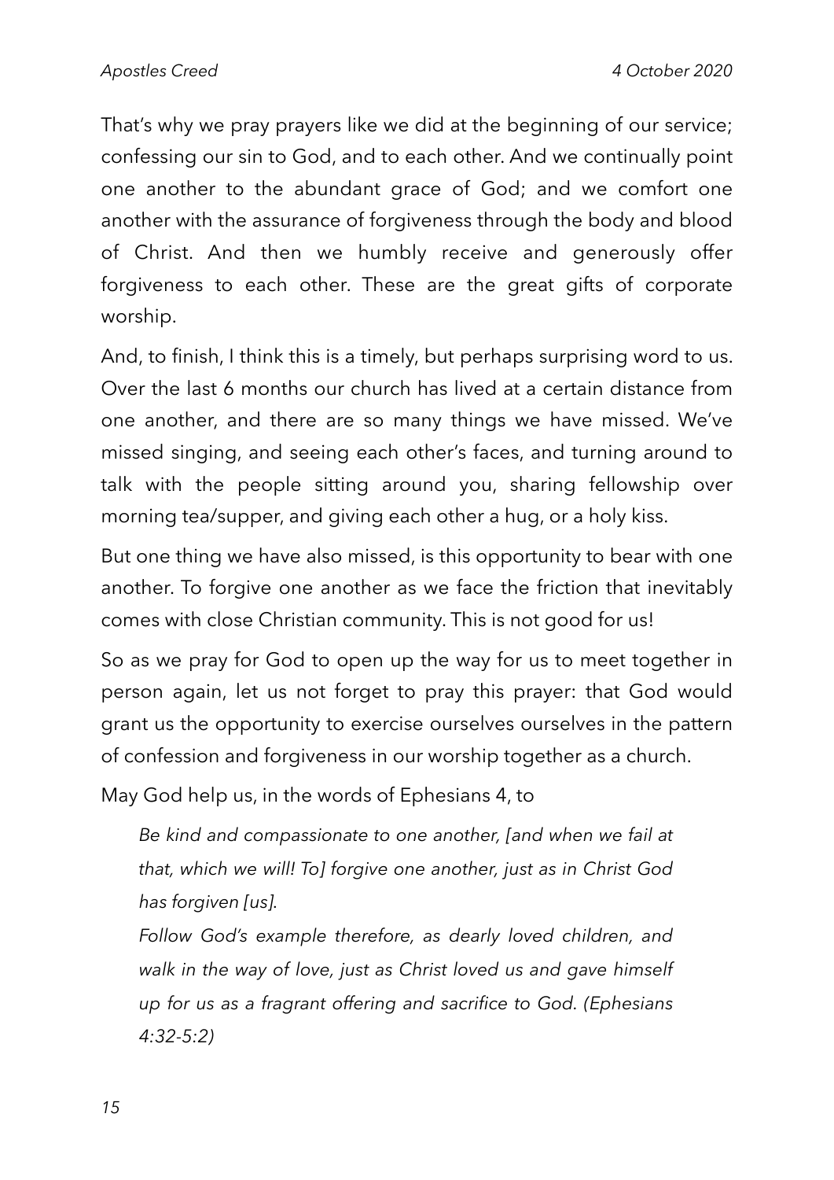That's why we pray prayers like we did at the beginning of our service; confessing our sin to God, and to each other. And we continually point one another to the abundant grace of God; and we comfort one another with the assurance of forgiveness through the body and blood of Christ. And then we humbly receive and generously offer forgiveness to each other. These are the great gifts of corporate worship.

And, to finish, I think this is a timely, but perhaps surprising word to us. Over the last 6 months our church has lived at a certain distance from one another, and there are so many things we have missed. We've missed singing, and seeing each other's faces, and turning around to talk with the people sitting around you, sharing fellowship over morning tea/supper, and giving each other a hug, or a holy kiss.

But one thing we have also missed, is this opportunity to bear with one another. To forgive one another as we face the friction that inevitably comes with close Christian community. This is not good for us!

So as we pray for God to open up the way for us to meet together in person again, let us not forget to pray this prayer: that God would grant us the opportunity to exercise ourselves ourselves in the pattern of confession and forgiveness in our worship together as a church.

May God help us, in the words of Ephesians 4, to

> *Be kind and compassionate to one another, [and when we fail at that, which we will! To] forgive one another, just as in Christ God has forgiven [us].*
>
> *Follow God's example therefore, as dearly loved children, and walk in the way of love, just as Christ loved us and gave himself up for us as a fragrant offering and sacrifice to God. (Ephesians 4:32-5:2)*